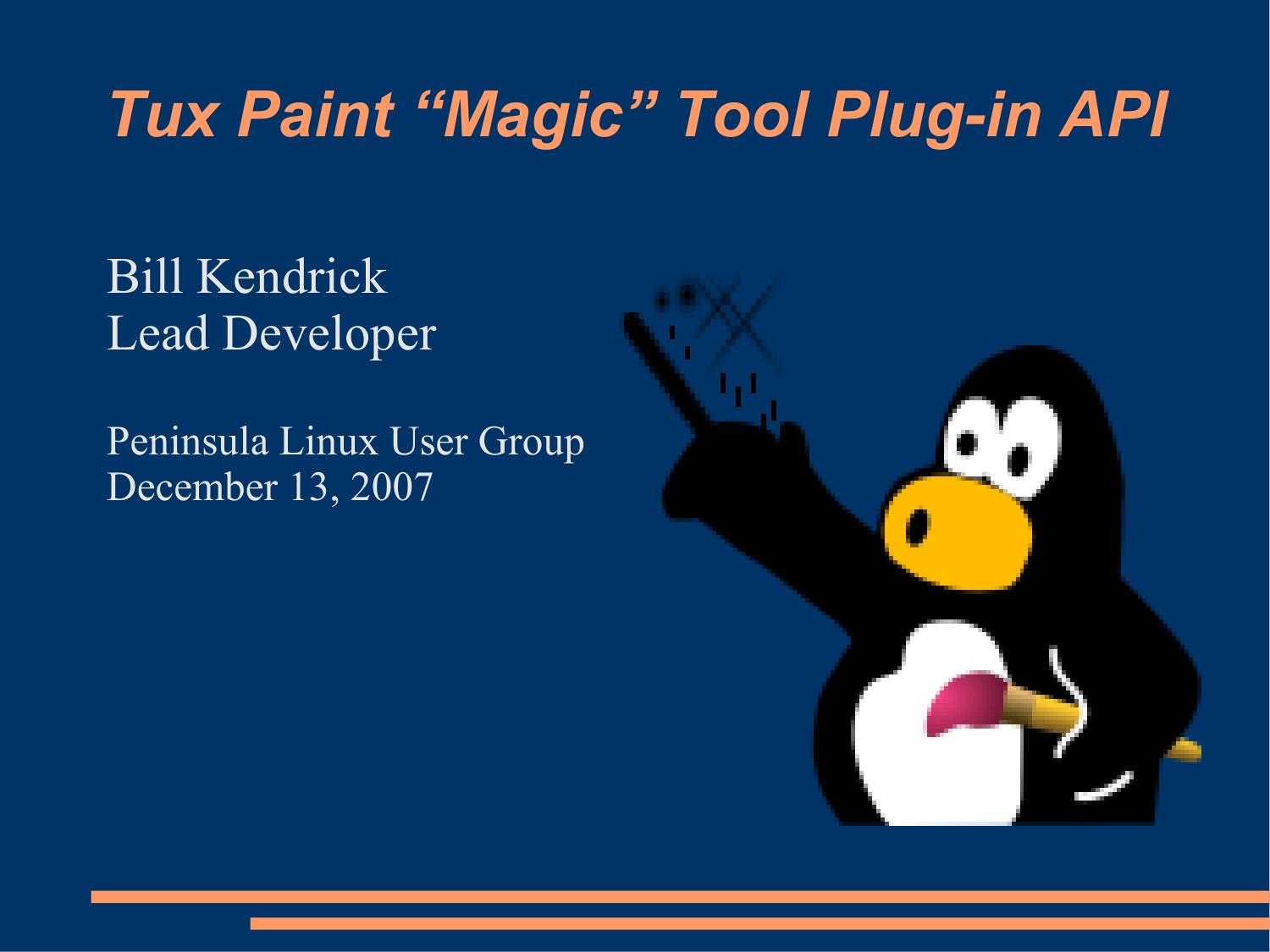# Tux Paint "Magic" Tool Plug-in API

Bill Kendrick
Lead Developer

Peninsula Linux User Group
December 13, 2007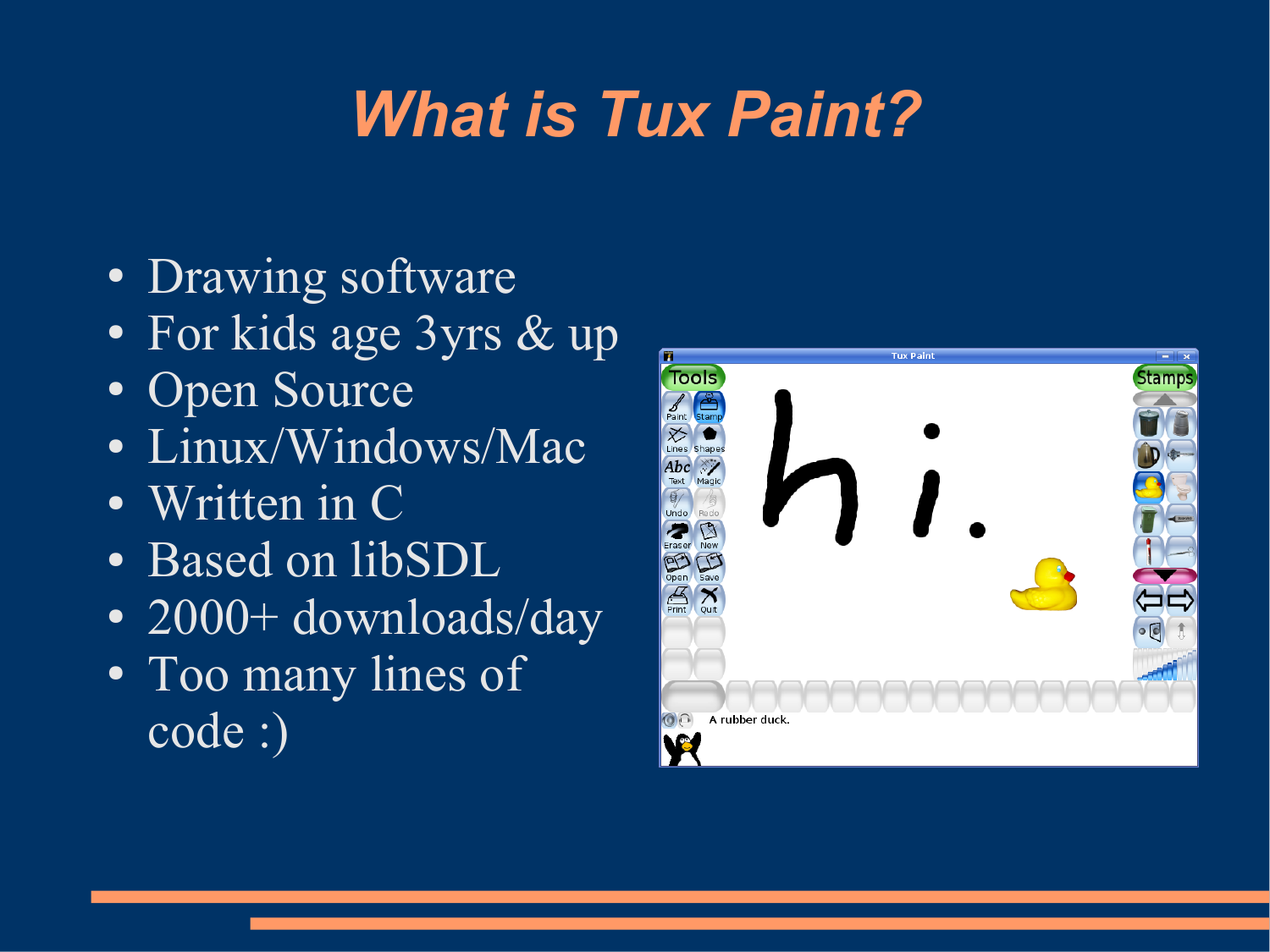# What is Tux Paint?

- Drawing software
- For kids age 3yrs & up
- Open Source
- Linux/Windows/Mac
- Written in C
- Based on libSDL
- 2000+ downloads/day
- Too many lines of code :)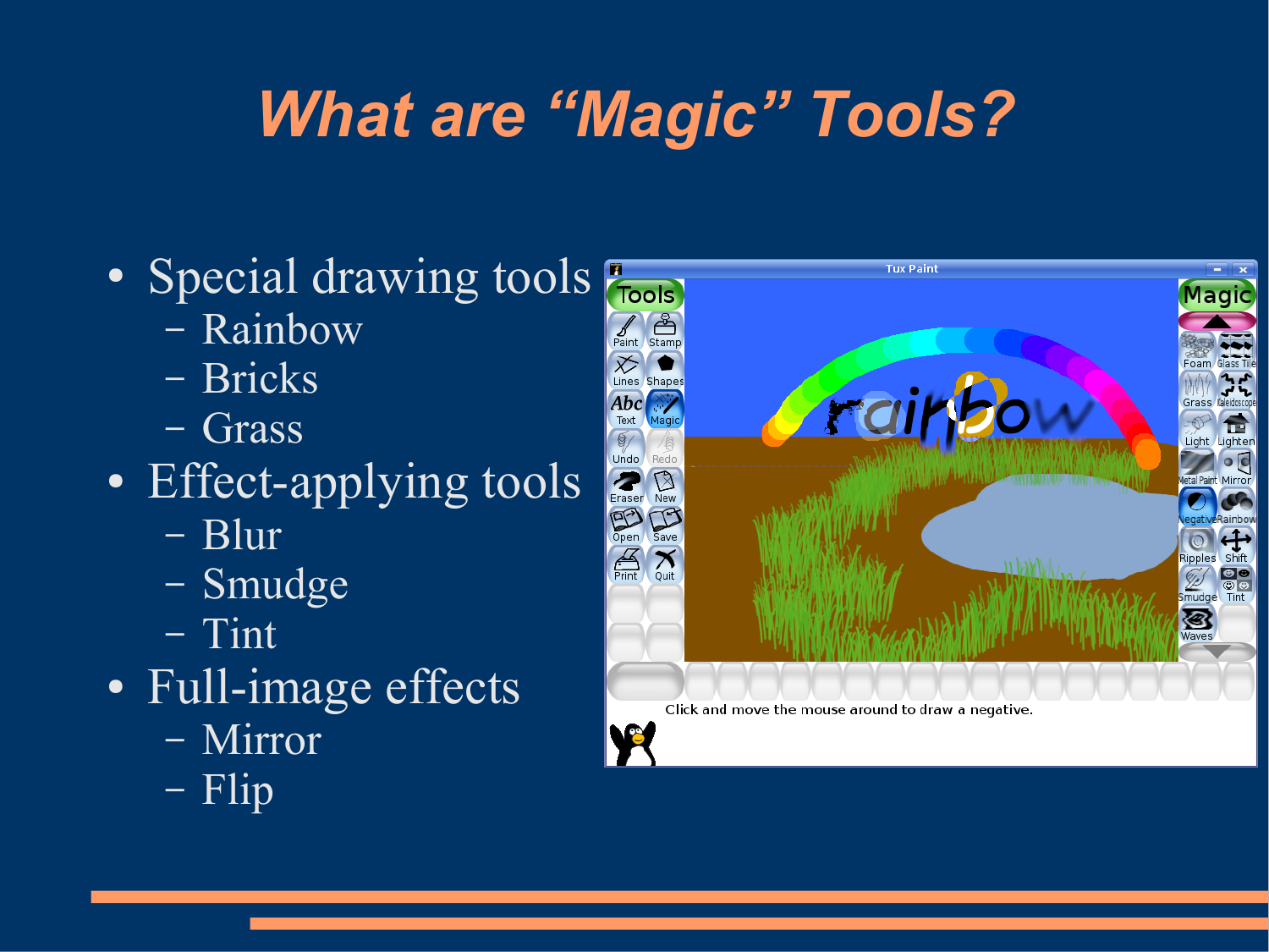# What are "Magic" Tools?

- Special drawing tools
  - Rainbow
  - Bricks
  - Grass
- Effect-applying tools
  - Blur
  - Smudge
  - Tint
- Full-image effects
  - Mirror
  - Flip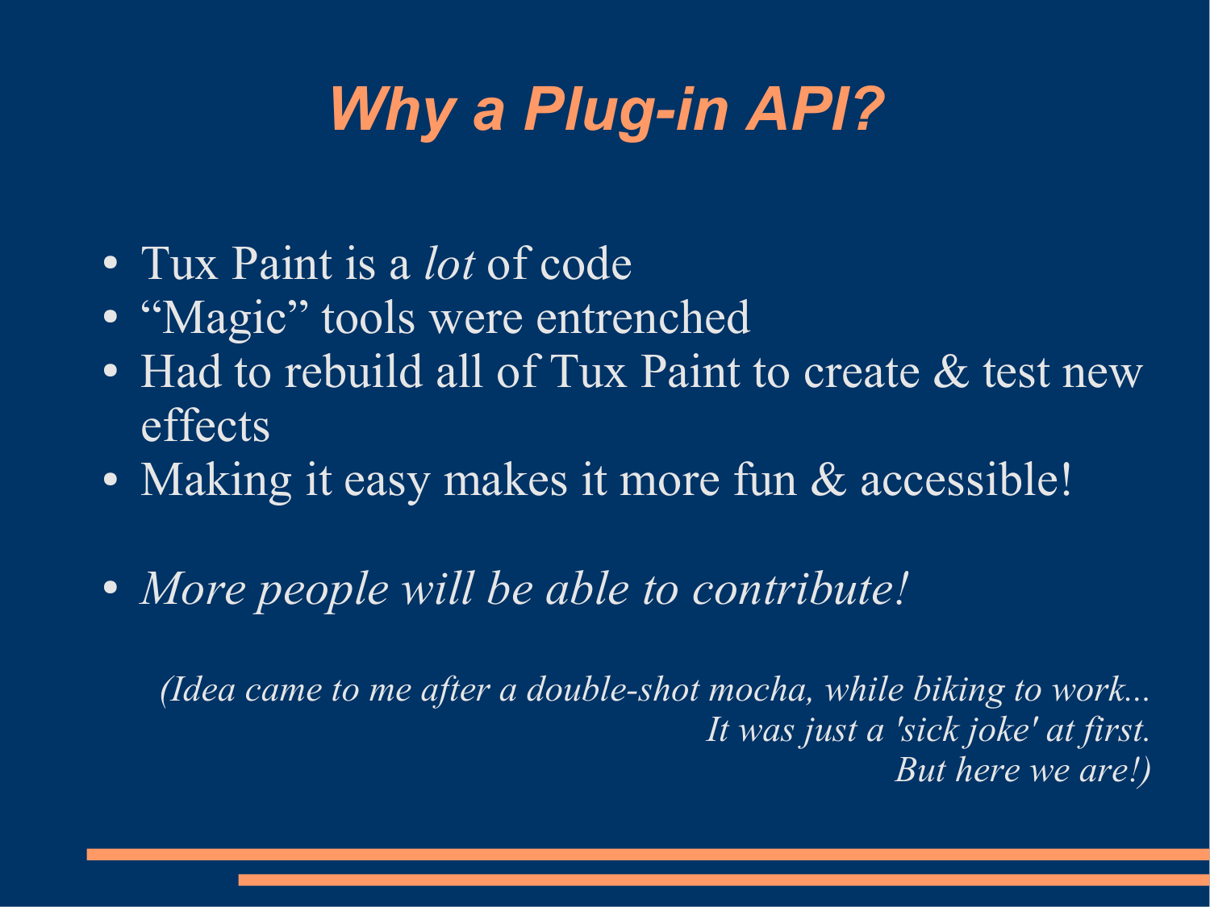# *Why a Plug-in API?*

- Tux Paint is a *lot* of code
- "Magic" tools were entrenched
- Had to rebuild all of Tux Paint to create & test new effects
- Making it easy makes it more fun & accessible!

- *More people will be able to contribute!*

*(Idea came to me after a double-shot mocha, while biking to work...*
*It was just a 'sick joke' at first.*
*But here we are!)*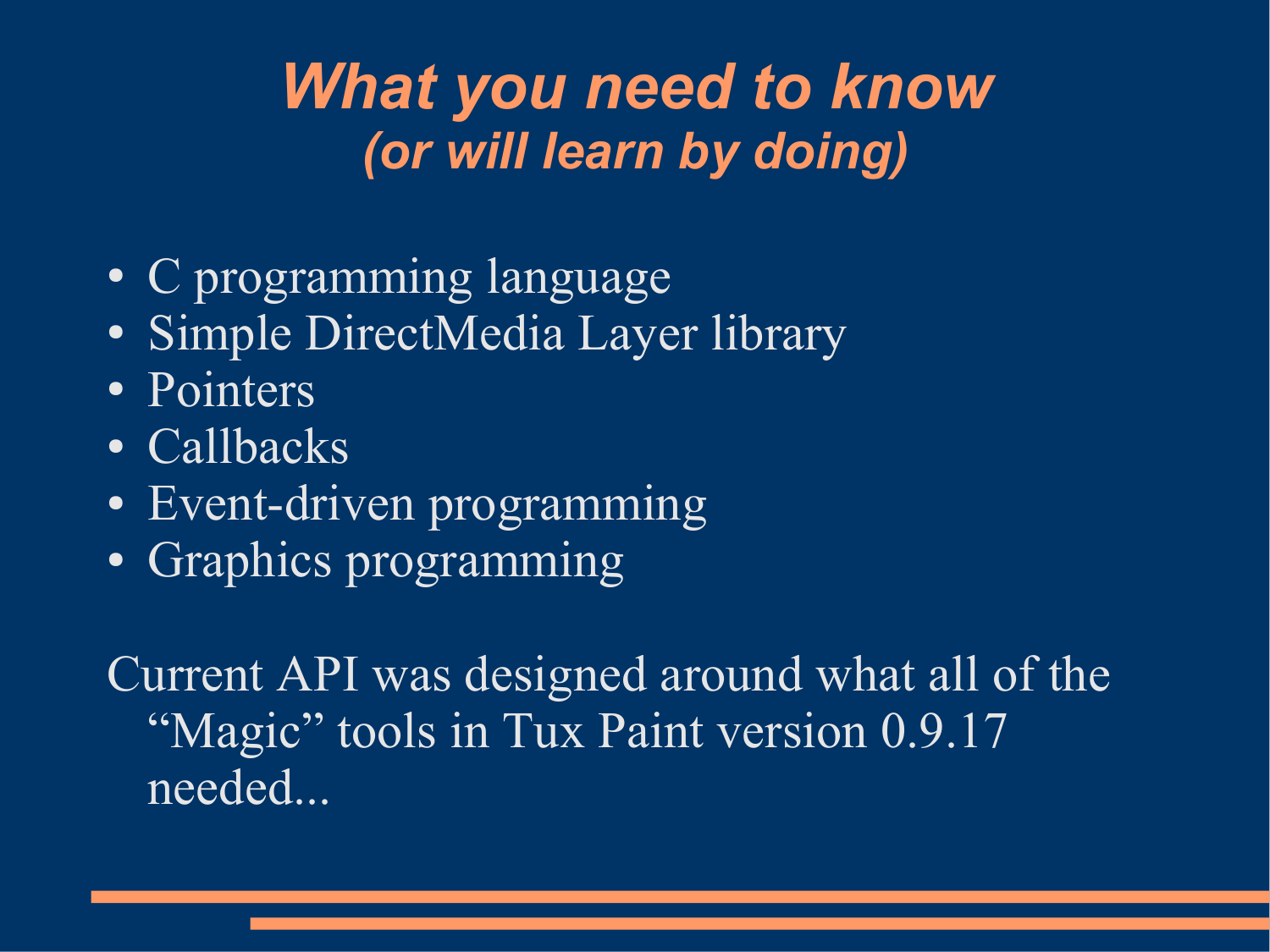# *What you need to know*
## *(or will learn by doing)*

- C programming language
- Simple DirectMedia Layer library
- Pointers
- Callbacks
- Event-driven programming
- Graphics programming

Current API was designed around what all of the "Magic" tools in Tux Paint version 0.9.17 needed...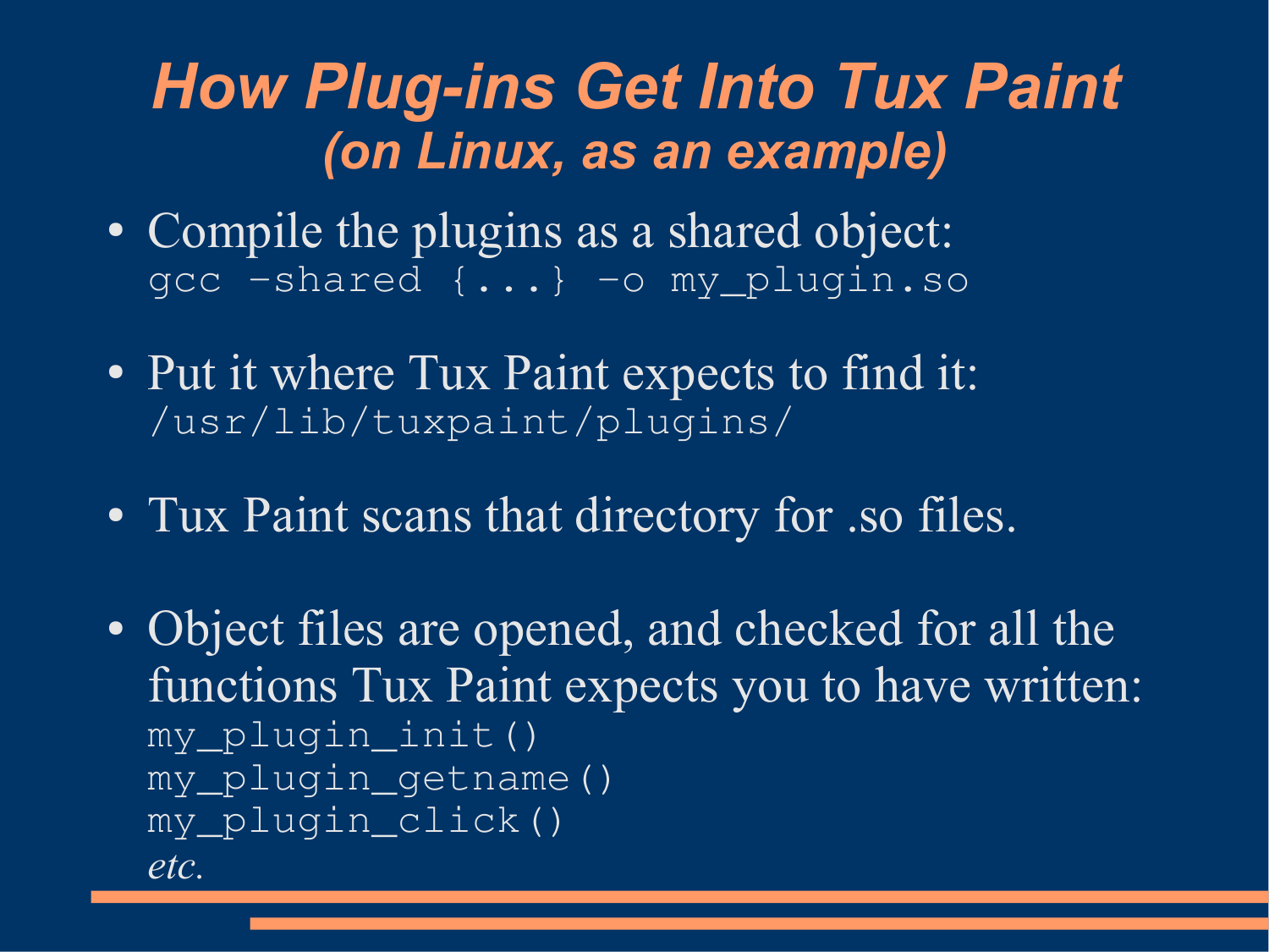# How Plug-ins Get Into Tux Paint
## *(on Linux, as an example)*

- Compile the plugins as a shared object:
  `gcc -shared {...} -o my_plugin.so`
- Put it where Tux Paint expects to find it:
  `/usr/lib/tuxpaint/plugins/`
- Tux Paint scans that directory for .so files.
- Object files are opened, and checked for all the functions Tux Paint expects you to have written:

```
my_plugin_init()
my_plugin_getname()
my_plugin_click()
```

  *etc.*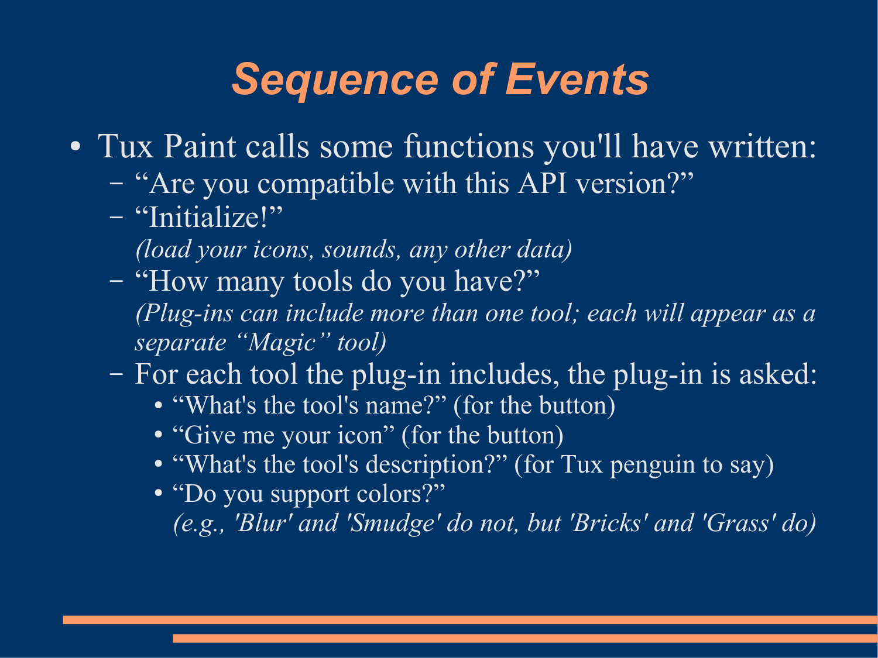# *Sequence of Events*

- Tux Paint calls some functions you'll have written:
  - "Are you compatible with this API version?"
  - "Initialize!"
    *(load your icons, sounds, any other data)*
  - "How many tools do you have?"
    *(Plug-ins can include more than one tool; each will appear as a separate "Magic" tool)*
  - For each tool the plug-in includes, the plug-in is asked:
    - "What's the tool's name?" (for the button)
    - "Give me your icon" (for the button)
    - "What's the tool's description?" (for Tux penguin to say)
    - "Do you support colors?"
      *(e.g., 'Blur' and 'Smudge' do not, but 'Bricks' and 'Grass' do)*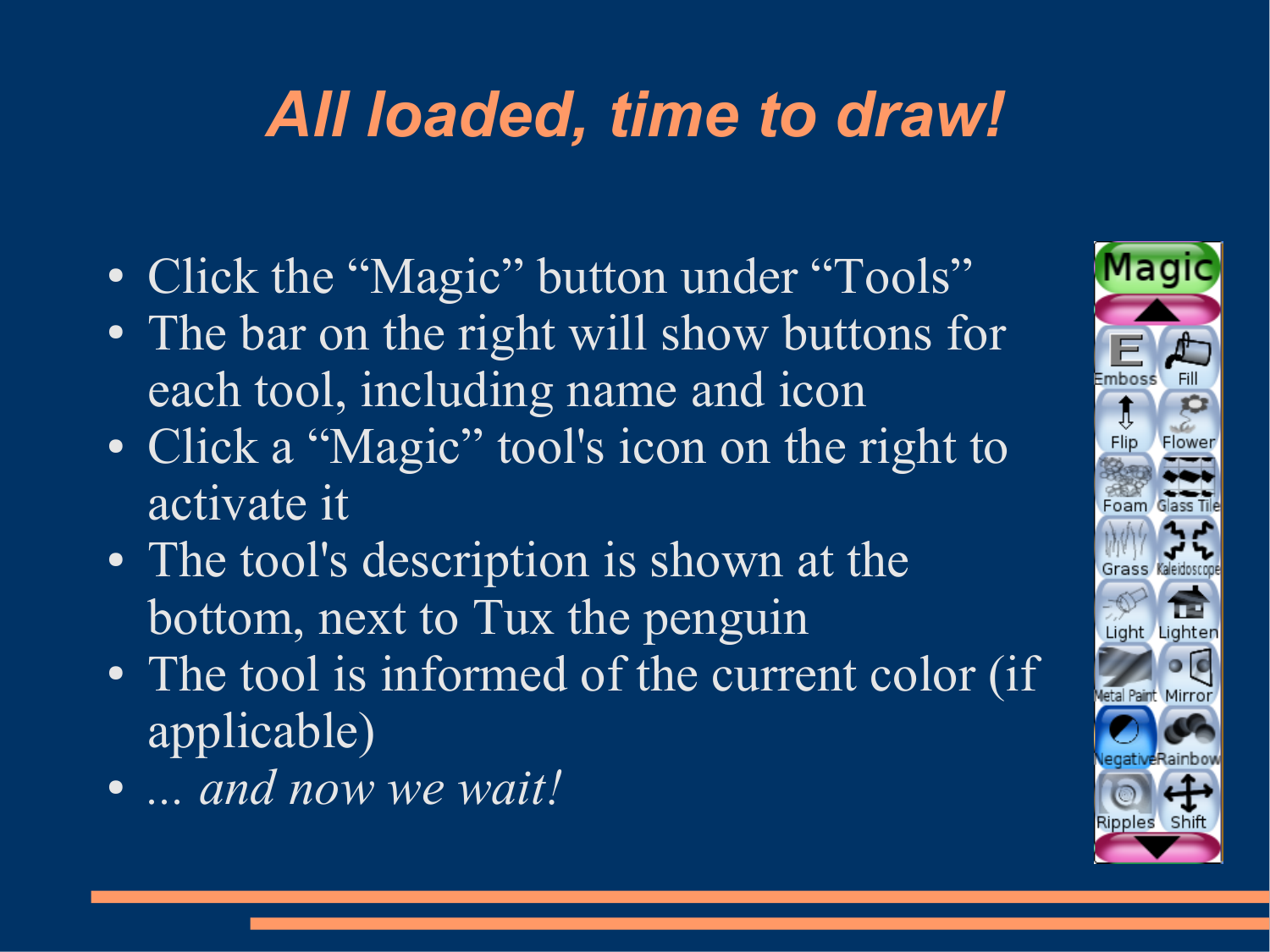# *All loaded, time to draw!*

- Click the "Magic" button under "Tools"
- The bar on the right will show buttons for each tool, including name and icon
- Click a "Magic" tool's icon on the right to activate it
- The tool's description is shown at the bottom, next to Tux the penguin
- The tool is informed of the current color (if applicable)
- *... and now we wait!*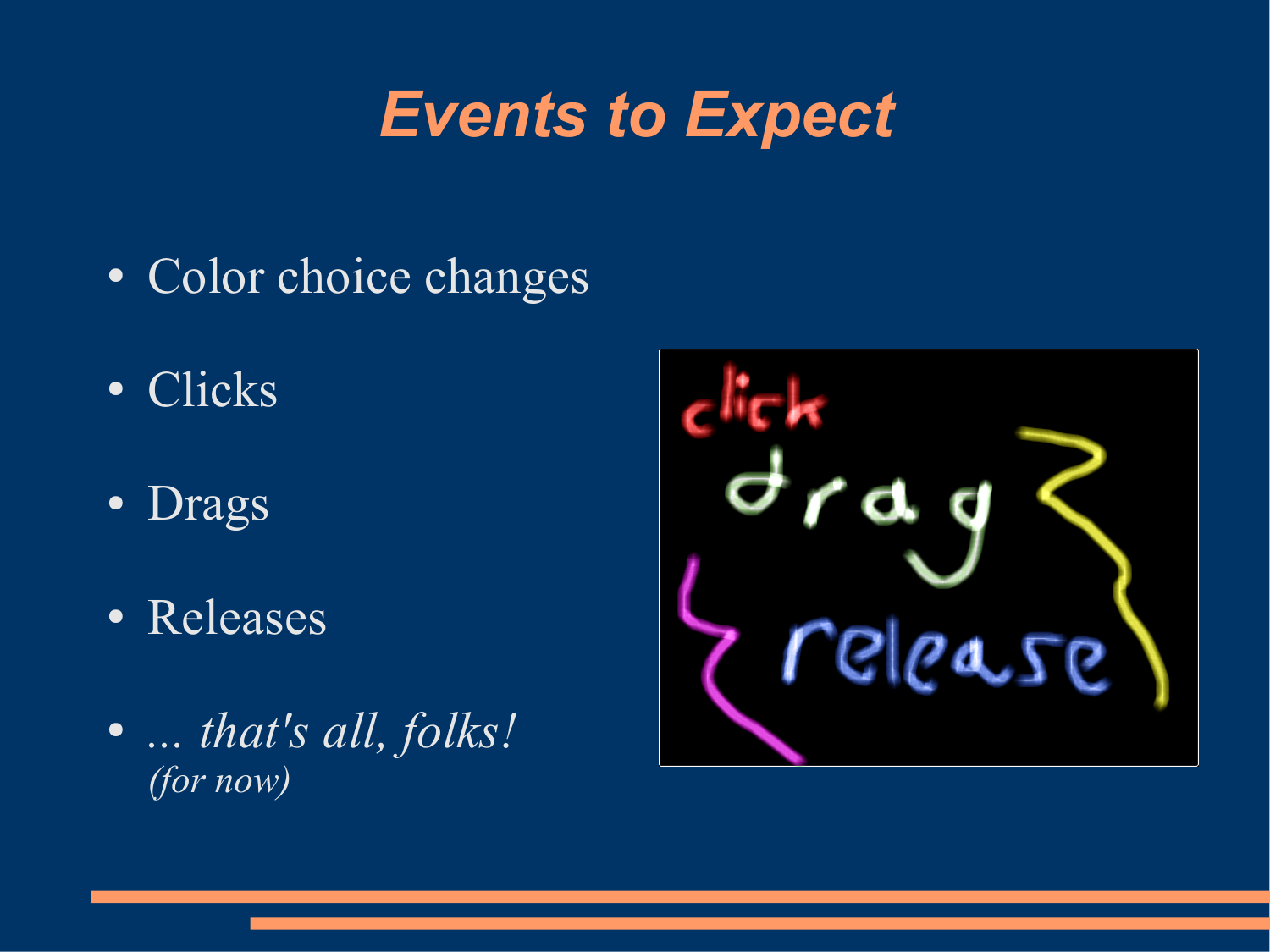# *Events to Expect*

- Color choice changes
- Clicks
- Drags
- Releases
- *... that's all, folks!*
  *(for now)*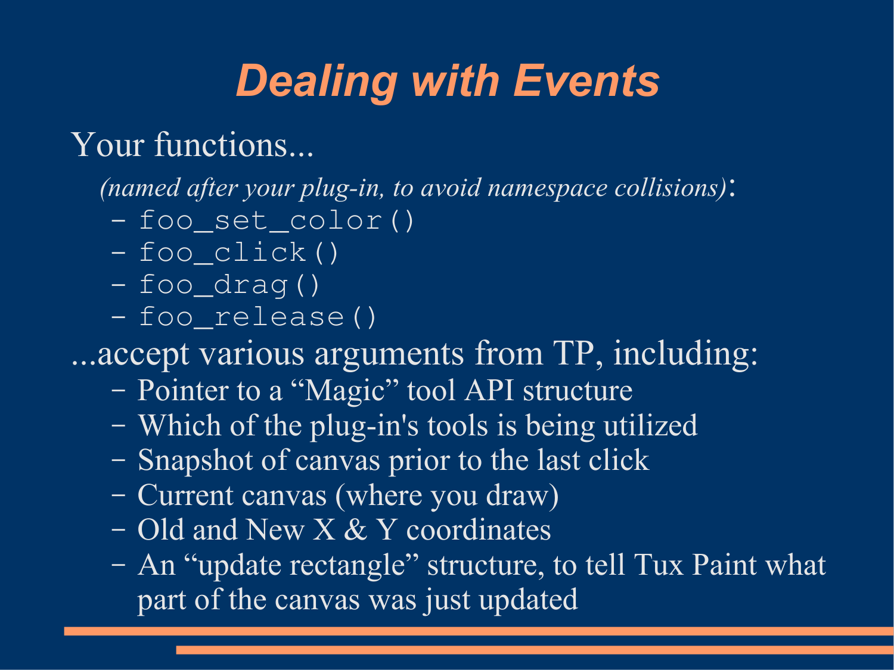# *Dealing with Events*

Your functions...

*(named after your plug-in, to avoid namespace collisions)*:

- `foo_set_color()`
- `foo_click()`
- `foo_drag()`
- `foo_release()`

...accept various arguments from TP, including:

- Pointer to a “Magic” tool API structure
- Which of the plug-in's tools is being utilized
- Snapshot of canvas prior to the last click
- Current canvas (where you draw)
- Old and New X & Y coordinates
- An “update rectangle” structure, to tell Tux Paint what part of the canvas was just updated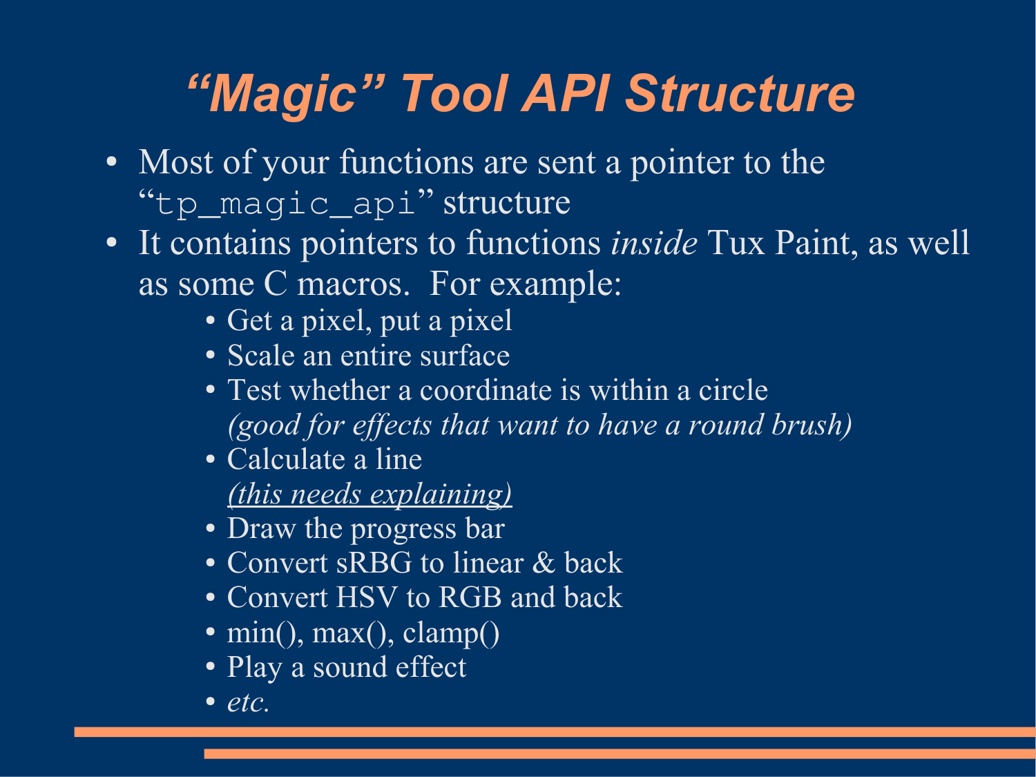# "Magic" Tool API Structure

- Most of your functions are sent a pointer to the "`tp_magic_api`" structure
- It contains pointers to functions *inside* Tux Paint, as well as some C macros. For example:
  - Get a pixel, put a pixel
  - Scale an entire surface
  - Test whether a coordinate is within a circle *(good for effects that want to have a round brush)*
  - Calculate a line <u>*(this needs explaining)*</u>
  - Draw the progress bar
  - Convert sRBG to linear & back
  - Convert HSV to RGB and back
  - min(), max(), clamp()
  - Play a sound effect
  - *etc.*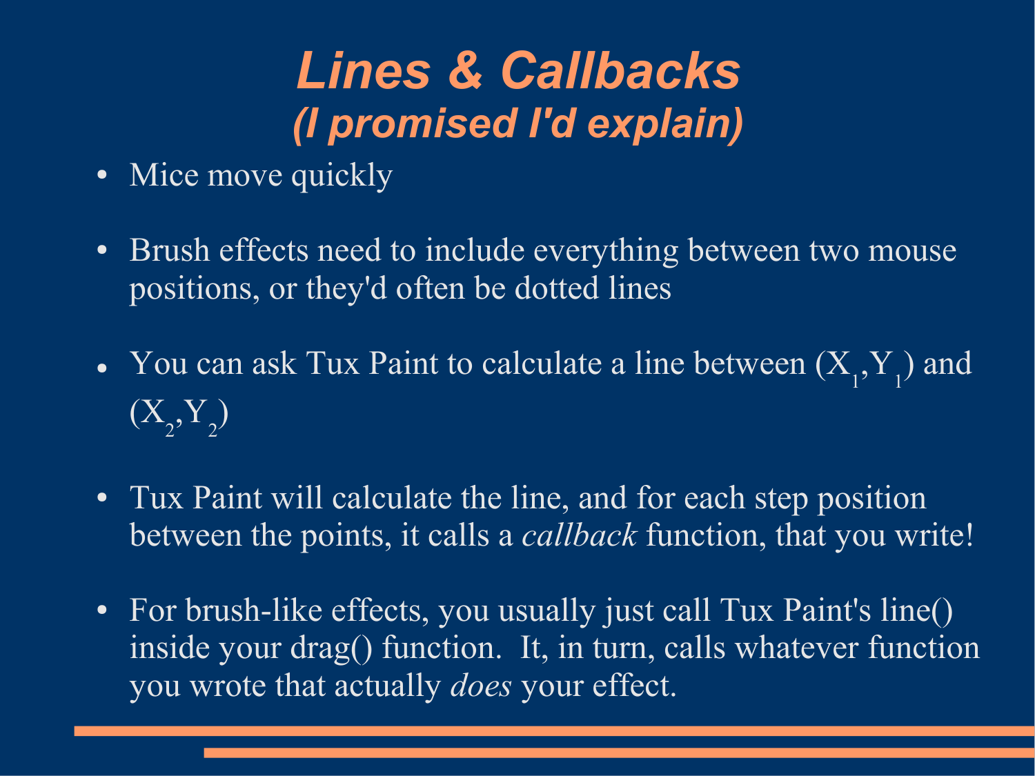# *Lines & Callbacks*
## *(I promised I'd explain)*

- Mice move quickly
- Brush effects need to include everything between two mouse positions, or they'd often be dotted lines
- You can ask Tux Paint to calculate a line between $(X_1,Y_1)$ and $(X_2,Y_2)$
- Tux Paint will calculate the line, and for each step position between the points, it calls a *callback* function, that you write!
- For brush-like effects, you usually just call Tux Paint's line() inside your drag() function. It, in turn, calls whatever function you wrote that actually *does* your effect.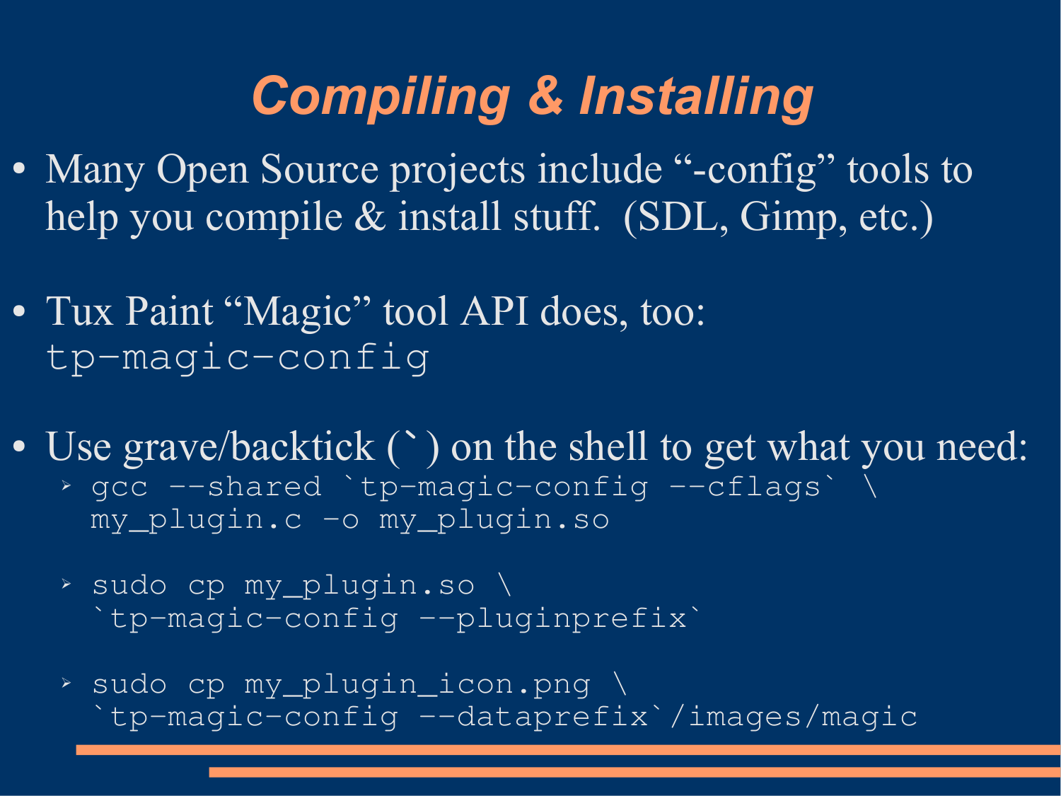# Compiling & Installing

- Many Open Source projects include "-config" tools to help you compile & install stuff. (SDL, Gimp, etc.)
- Tux Paint "Magic" tool API does, too: `tp-magic-config`
- Use grave/backtick (`) on the shell to get what you need:
  - ```
    gcc --shared `tp-magic-config --cflags` \
    my_plugin.c -o my_plugin.so
    ```
  - ```
    sudo cp my_plugin.so \
    `tp-magic-config --pluginprefix`
    ```
  - ```
    sudo cp my_plugin_icon.png \
    `tp-magic-config --dataprefix`/images/magic
    ```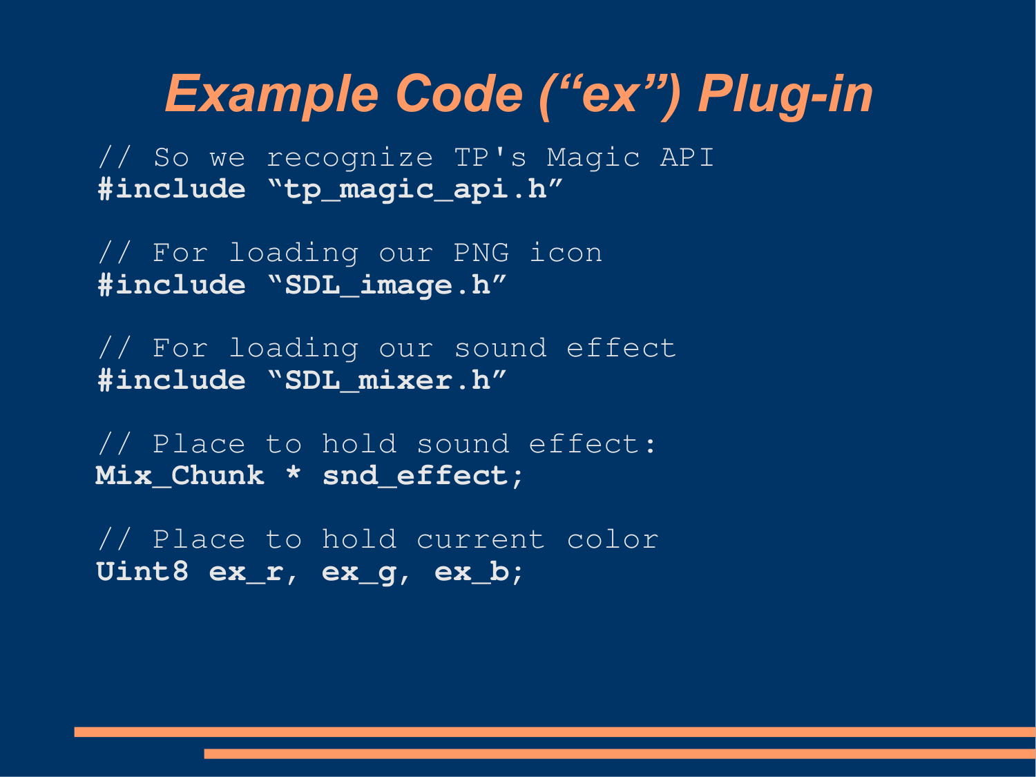# Example Code ("ex") Plug-in

```
// So we recognize TP's Magic API
#include "tp_magic_api.h"

// For loading our PNG icon
#include "SDL_image.h"

// For loading our sound effect
#include "SDL_mixer.h"

// Place to hold sound effect:
Mix_Chunk * snd_effect;

// Place to hold current color
Uint8 ex_r, ex_g, ex_b;
```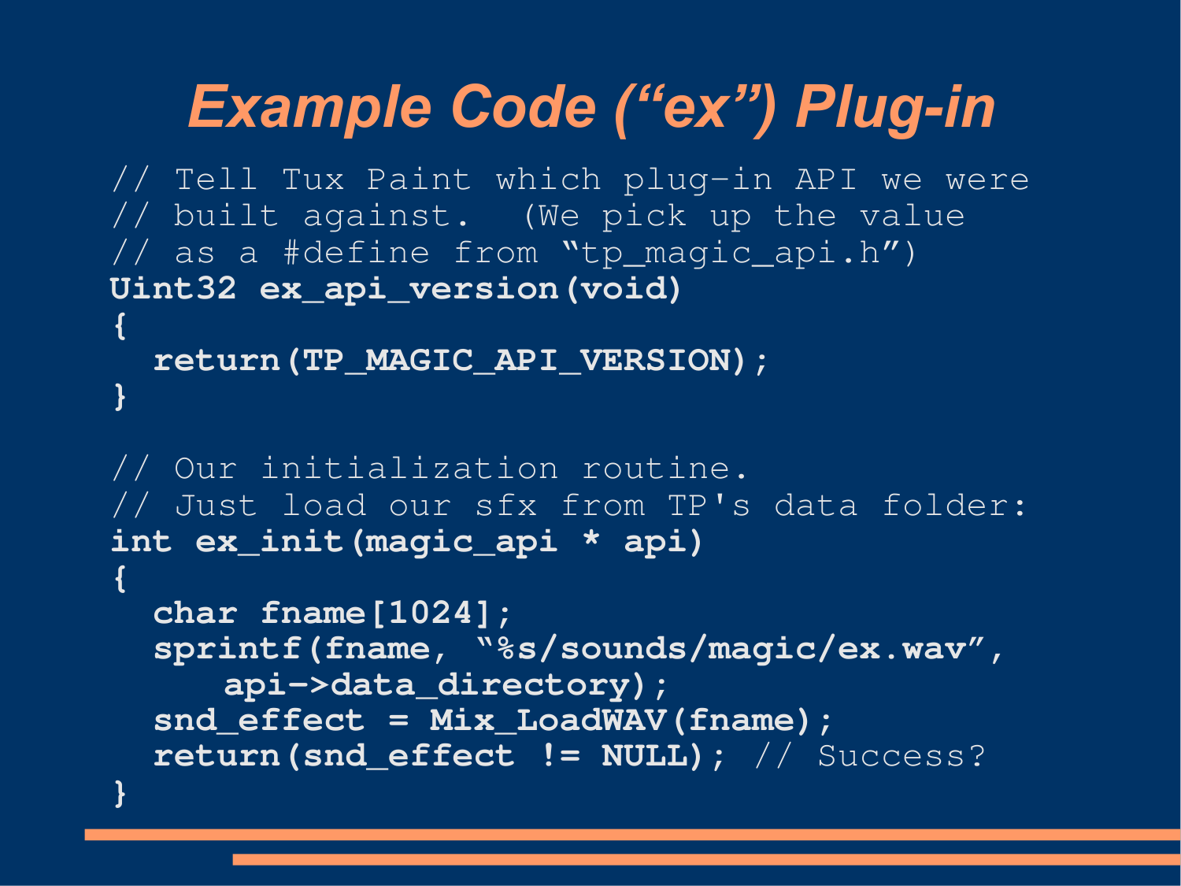# Example Code (“ex”) Plug-in

```
// Tell Tux Paint which plug-in API we were
// built against.  (We pick up the value
// as a #define from “tp_magic_api.h”)
Uint32 ex_api_version(void)
{
  return(TP_MAGIC_API_VERSION);
}

// Our initialization routine.
// Just load our sfx from TP's data folder:
int ex_init(magic_api * api)
{
  char fname[1024];
  sprintf(fname, “%s/sounds/magic/ex.wav”,
      api->data_directory);
  snd_effect = Mix_LoadWAV(fname);
  return(snd_effect != NULL); // Success?
}
```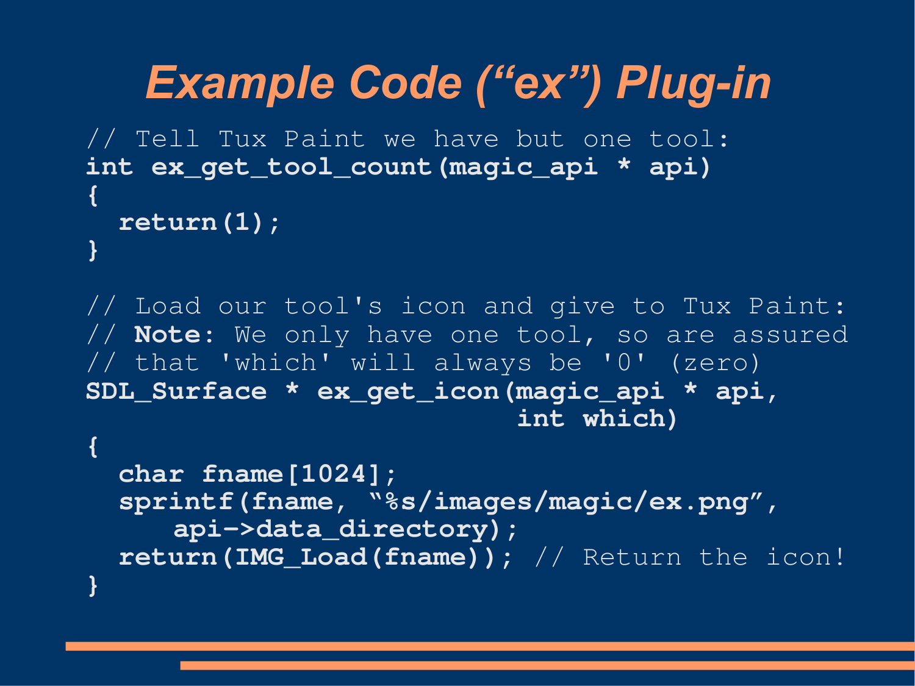# Example Code ("ex") Plug-in

```
// Tell Tux Paint we have but one tool:
int ex_get_tool_count(magic_api * api)
{
  return(1);
}

// Load our tool's icon and give to Tux Paint:
// Note: We only have one tool, so are assured
// that 'which' will always be '0' (zero)
SDL_Surface * ex_get_icon(magic_api * api,
                          int which)
{
  char fname[1024];
  sprintf(fname, "%s/images/magic/ex.png",
     api->data_directory);
  return(IMG_Load(fname)); // Return the icon!
}
```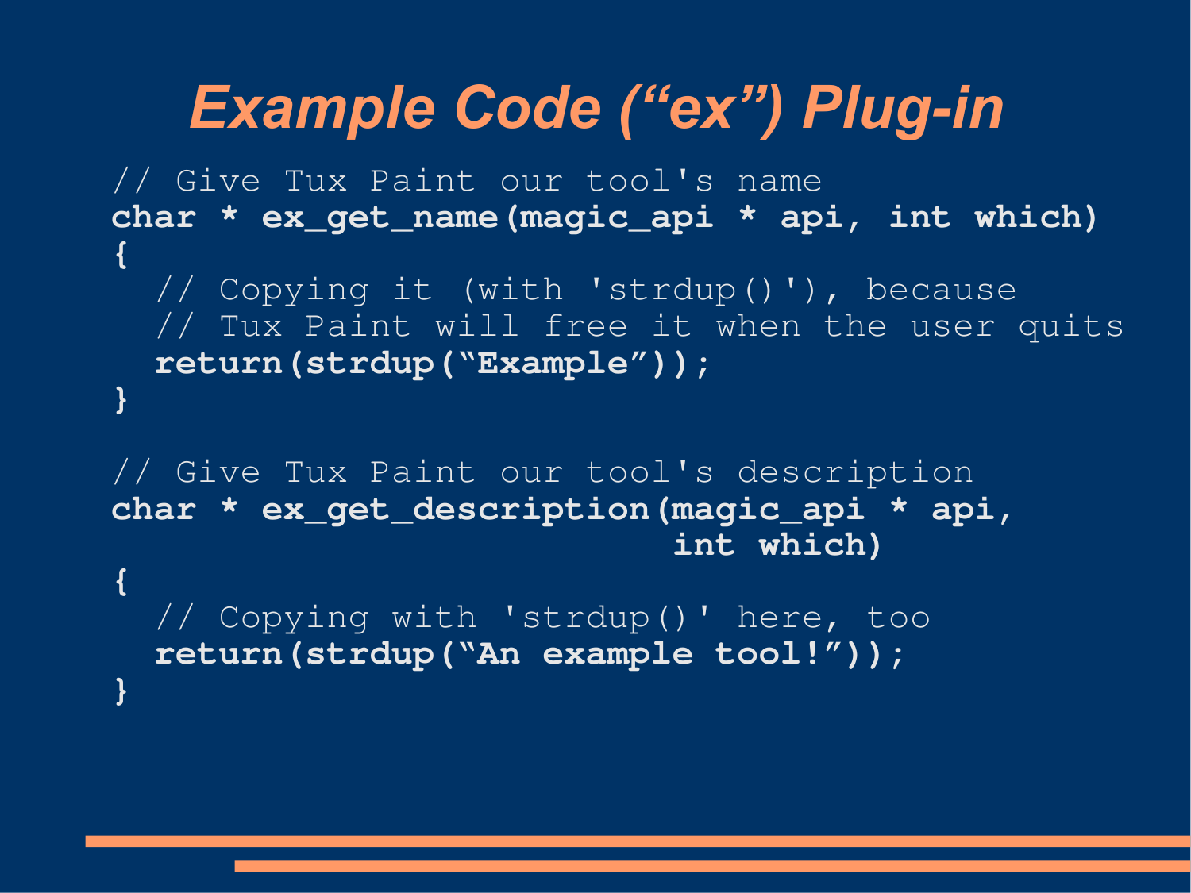# Example Code (“ex”) Plug-in

```
// Give Tux Paint our tool's name
char * ex_get_name(magic_api * api, int which)
{
  // Copying it (with 'strdup()'), because
  // Tux Paint will free it when the user quits
  return(strdup(“Example”));
}

// Give Tux Paint our tool's description
char * ex_get_description(magic_api * api,
                          int which)
{
  // Copying with 'strdup()' here, too
  return(strdup(“An example tool!”));
}
```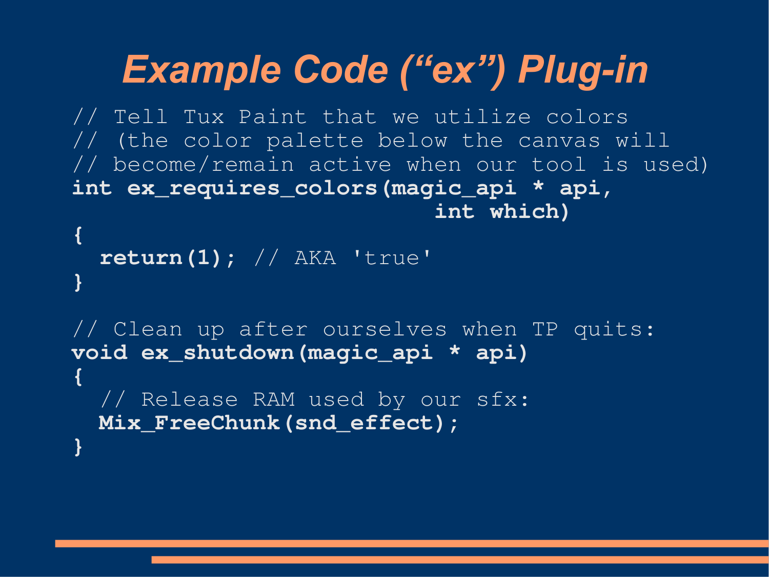# Example Code ("ex") Plug-in

```
// Tell Tux Paint that we utilize colors
// (the color palette below the canvas will
// become/remain active when our tool is used)
int ex_requires_colors(magic_api * api,
                              int which)
{
  return(1); // AKA 'true'
}

// Clean up after ourselves when TP quits:
void ex_shutdown(magic_api * api)
{
  // Release RAM used by our sfx:
  Mix_FreeChunk(snd_effect);
}
```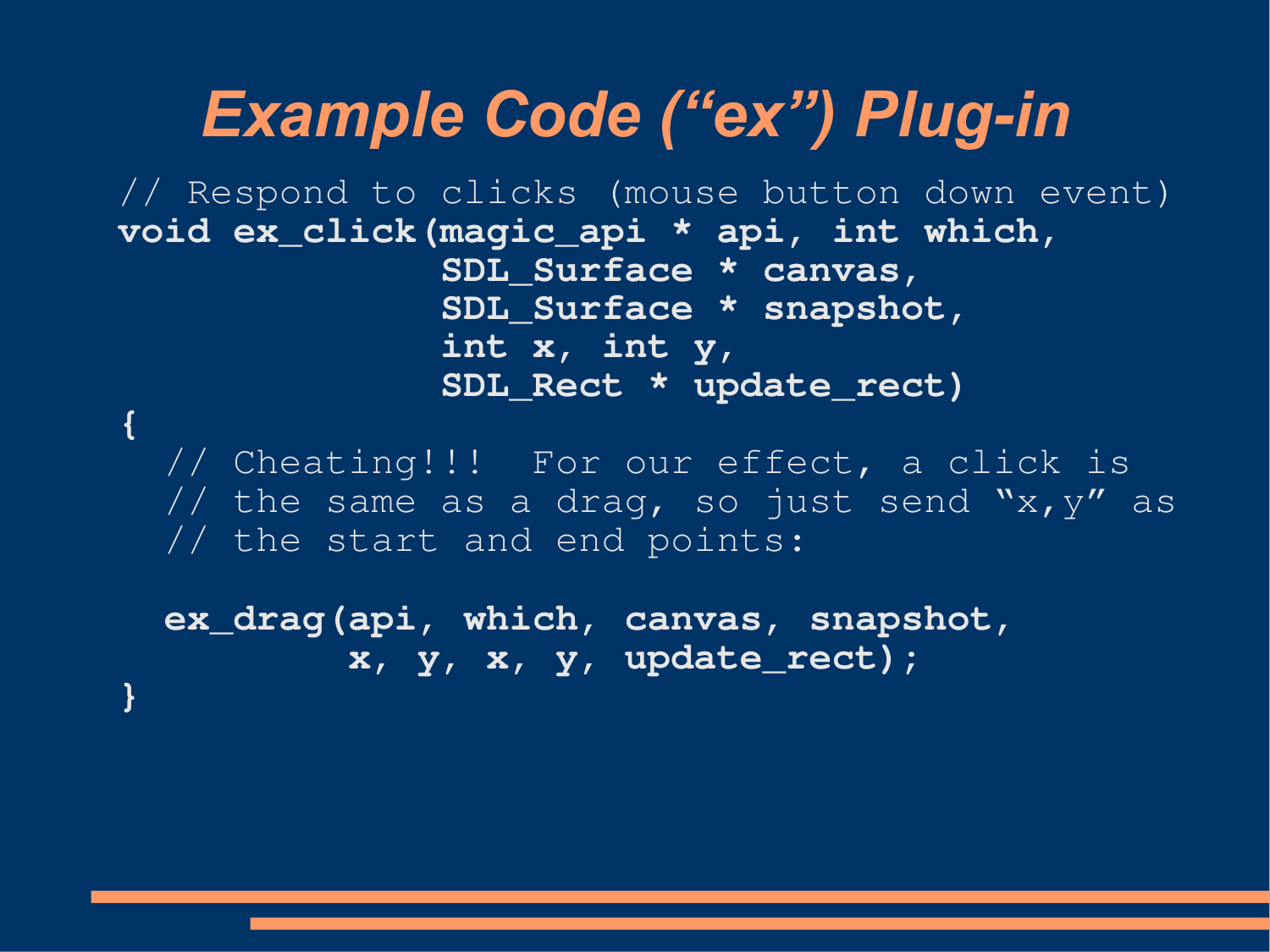# Example Code (“ex”) Plug-in

```
// Respond to clicks (mouse button down event)
void ex_click(magic_api * api, int which,
              SDL_Surface * canvas,
              SDL_Surface * snapshot,
              int x, int y,
              SDL_Rect * update_rect)
{
  // Cheating!!!  For our effect, a click is
  // the same as a drag, so just send “x,y” as
  // the start and end points:

  ex_drag(api, which, canvas, snapshot,
          x, y, x, y, update_rect);
}
```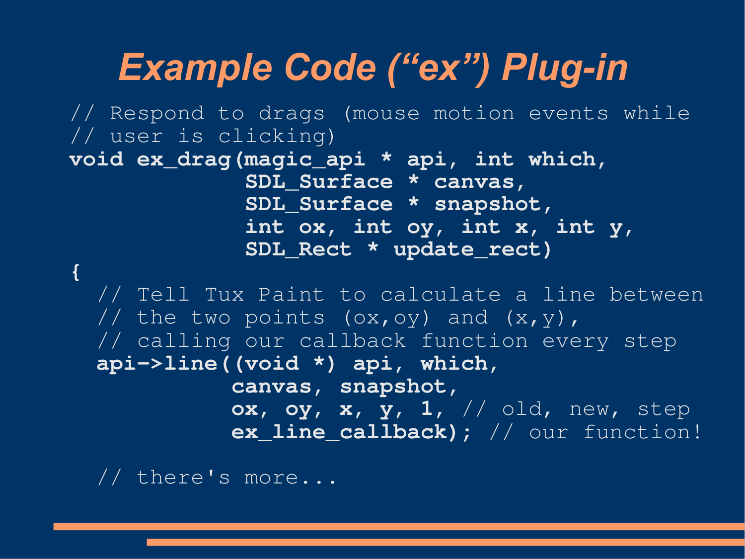# Example Code ("ex") Plug-in

```
// Respond to drags (mouse motion events while
// user is clicking)
void ex_drag(magic_api * api, int which,
             SDL_Surface * canvas,
             SDL_Surface * snapshot,
             int ox, int oy, int x, int y,
             SDL_Rect * update_rect)
{
  // Tell Tux Paint to calculate a line between
  // the two points (ox,oy) and (x,y),
  // calling our callback function every step
  api->line((void *) api, which,
            canvas, snapshot,
            ox, oy, x, y, 1, // old, new, step
            ex_line_callback); // our function!

  // there's more...
```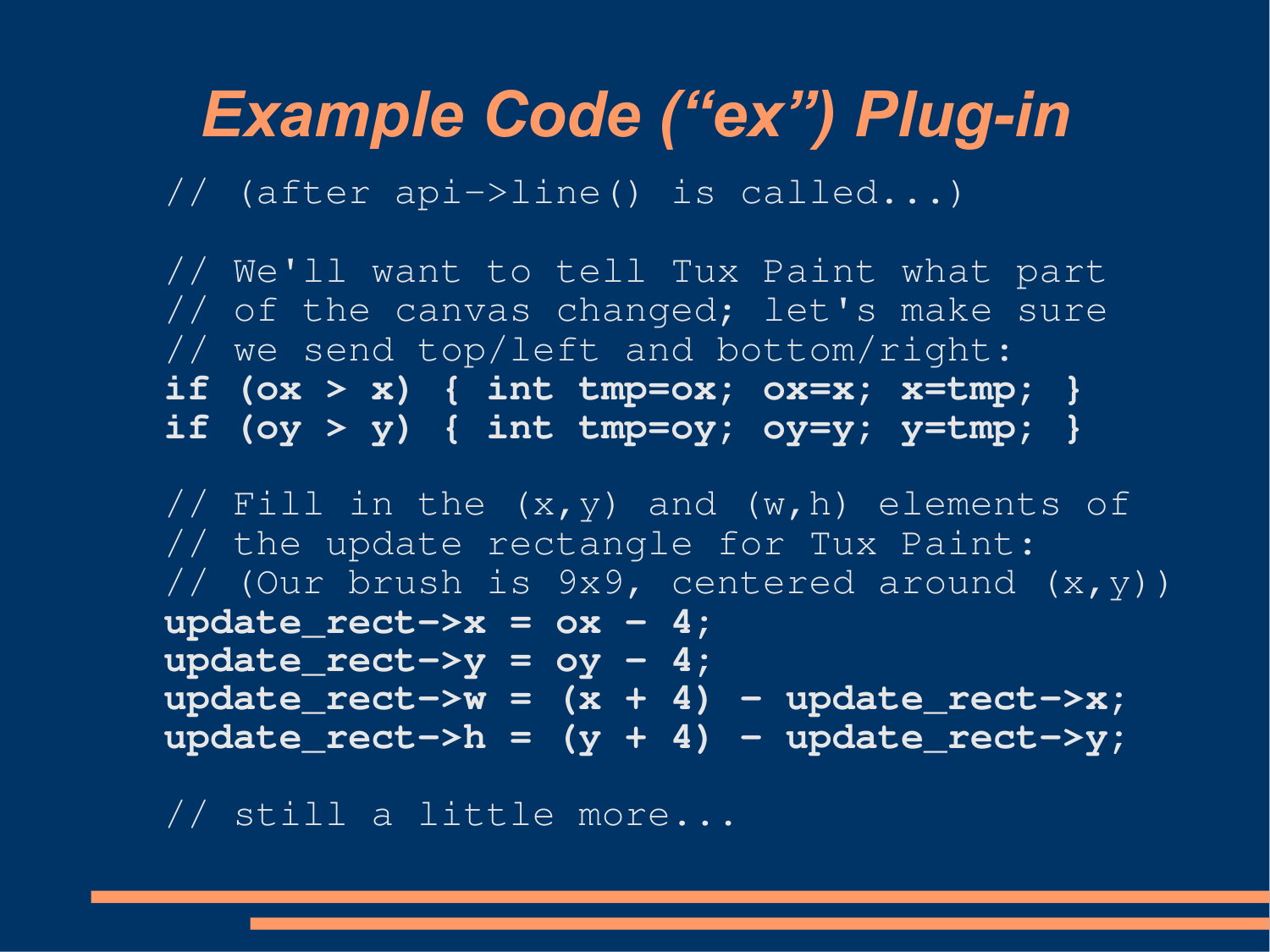# Example Code ("ex") Plug-in

```
// (after api->line() is called...)

// We'll want to tell Tux Paint what part
// of the canvas changed; let's make sure
// we send top/left and bottom/right:
if (ox > x) { int tmp=ox; ox=x; x=tmp; }
if (oy > y) { int tmp=oy; oy=y; y=tmp; }

// Fill in the (x,y) and (w,h) elements of
// the update rectangle for Tux Paint:
// (Our brush is 9x9, centered around (x,y))
update_rect->x = ox - 4;
update_rect->y = oy - 4;
update_rect->w = (x + 4) - update_rect->x;
update_rect->h = (y + 4) - update_rect->y;

// still a little more...
```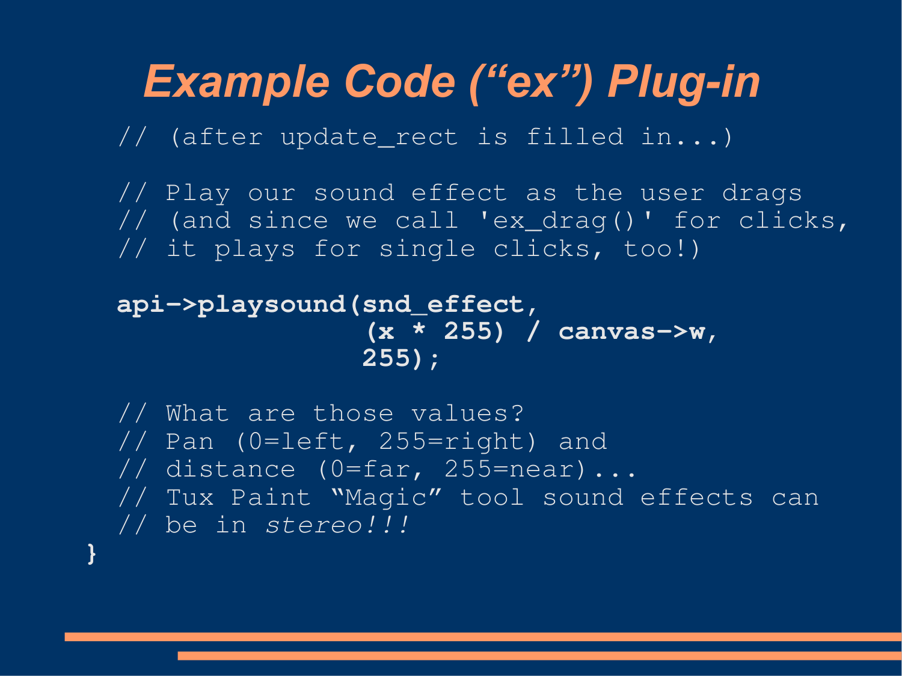# Example Code ("ex") Plug-in

```
  // (after update_rect is filled in...)

  // Play our sound effect as the user drags
  // (and since we call 'ex_drag()' for clicks,
  // it plays for single clicks, too!)

  api->playsound(snd_effect,
                 (x * 255) / canvas->w,
                 255);

  // What are those values?
  // Pan (0=left, 255=right) and
  // distance (0=far, 255=near)...
  // Tux Paint "Magic" tool sound effects can
  // be in stereo!!!
}
```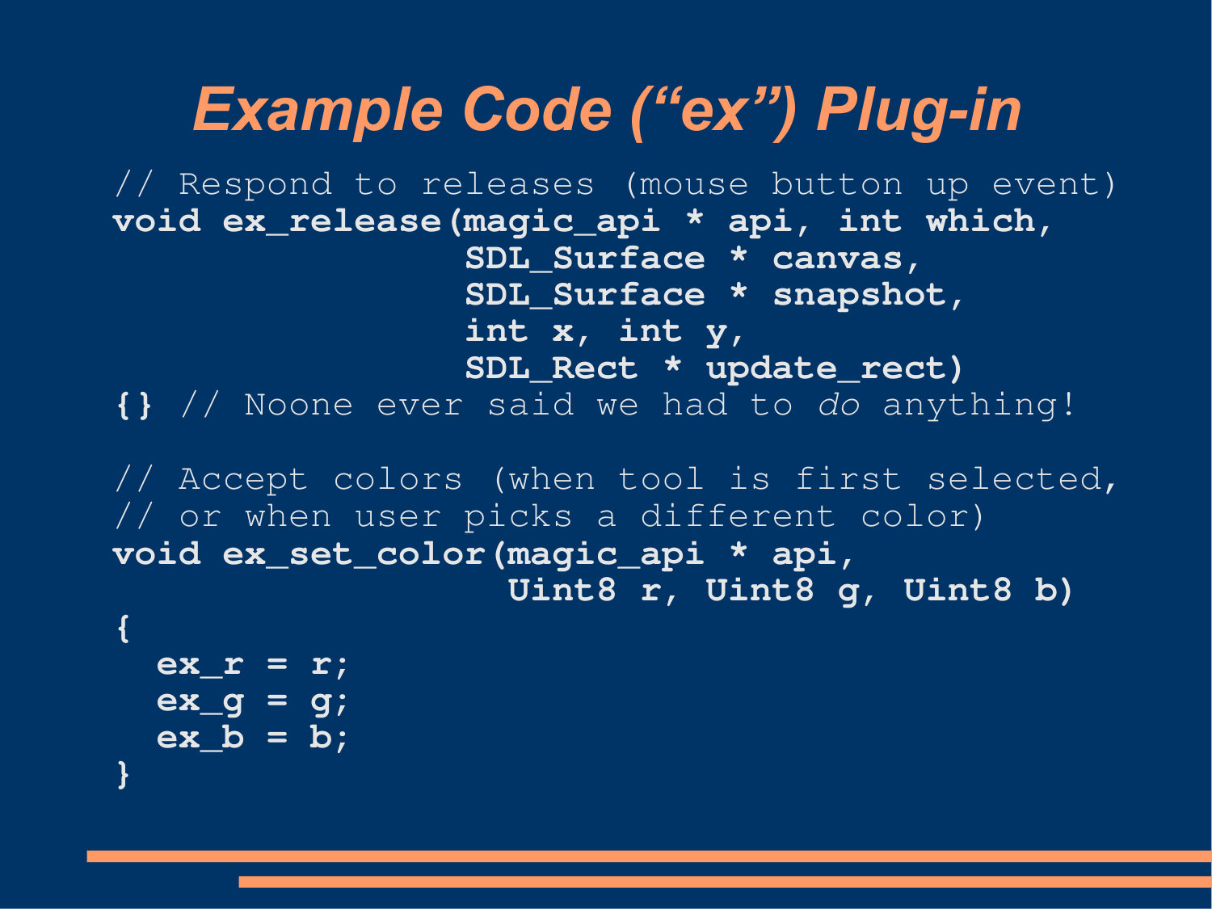# Example Code ("ex") Plug-in

```
// Respond to releases (mouse button up event)
void ex_release(magic_api * api, int which,
                SDL_Surface * canvas,
                SDL_Surface * snapshot,
                int x, int y,
                SDL_Rect * update_rect)
{} // Noone ever said we had to do anything!

// Accept colors (when tool is first selected,
// or when user picks a different color)
void ex_set_color(magic_api * api,
                  Uint8 r, Uint8 g, Uint8 b)
{
  ex_r = r;
  ex_g = g;
  ex_b = b;
}
```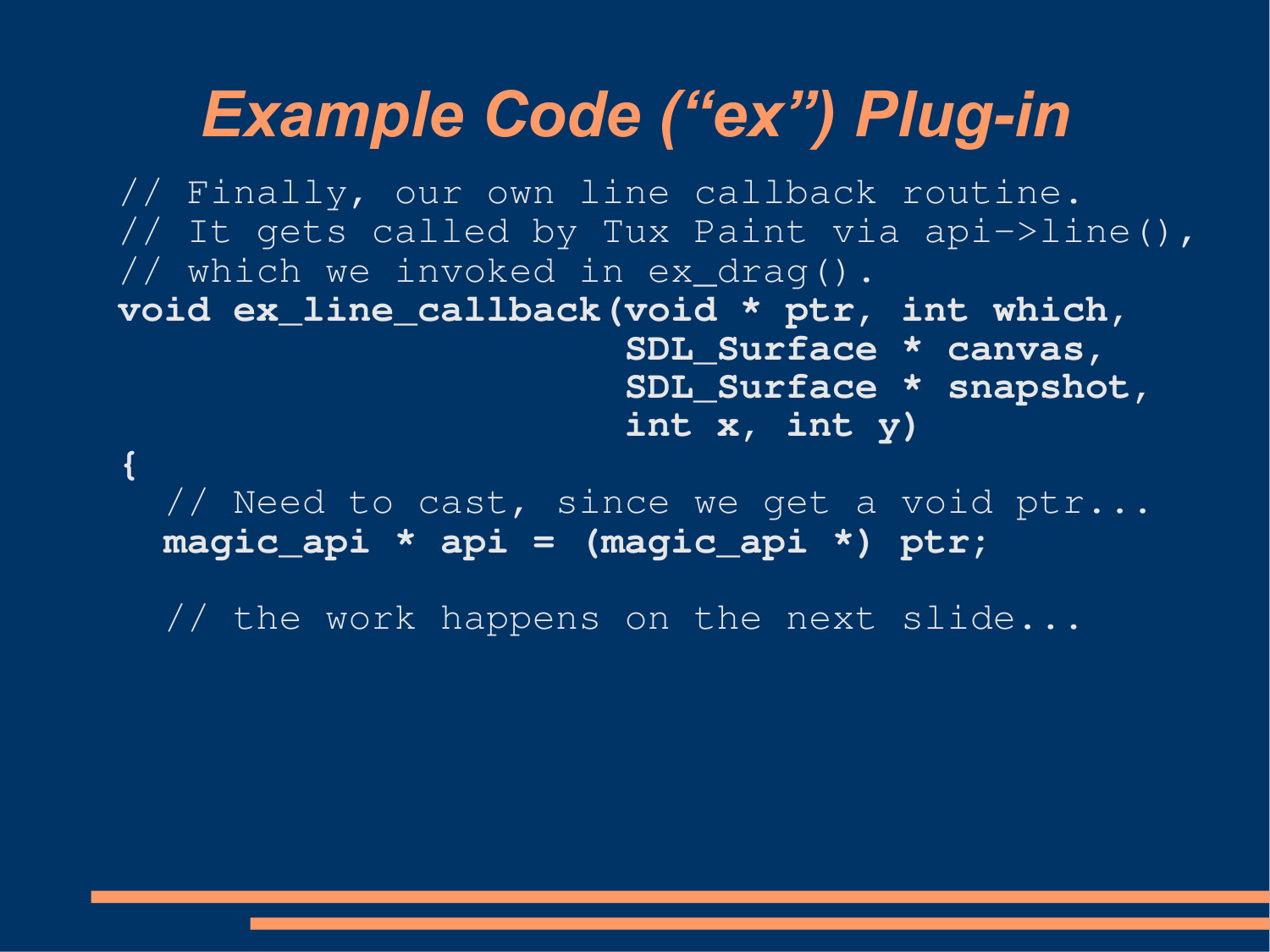# Example Code (“ex”) Plug-in

```
// Finally, our own line callback routine.
// It gets called by Tux Paint via api->line(),
// which we invoked in ex_drag().
void ex_line_callback(void * ptr, int which,
                      SDL_Surface * canvas,
                      SDL_Surface * snapshot,
                      int x, int y)
{
  // Need to cast, since we get a void ptr...
  magic_api * api = (magic_api *) ptr;

  // the work happens on the next slide...
```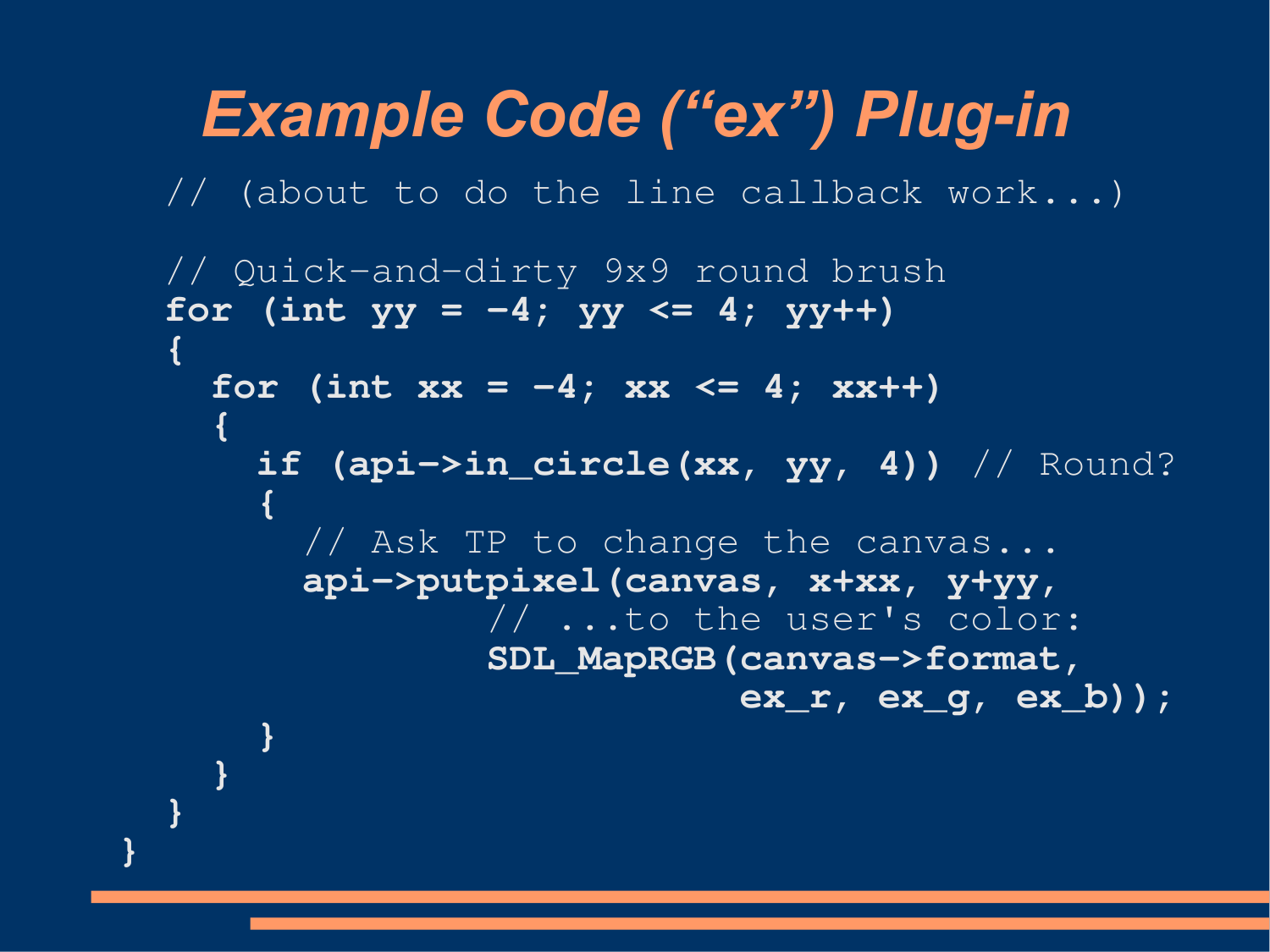# Example Code ("ex") Plug-in

```
  // (about to do the line callback work...)

  // Quick-and-dirty 9x9 round brush
  for (int yy = -4; yy <= 4; yy++)
  {
    for (int xx = -4; xx <= 4; xx++)
    {
      if (api->in_circle(xx, yy, 4)) // Round?
      {
        // Ask TP to change the canvas...
        api->putpixel(canvas, x+xx, y+yy,
                // ...to the user's color:
                SDL_MapRGB(canvas->format,
                           ex_r, ex_g, ex_b));
      }
    }
  }
}
```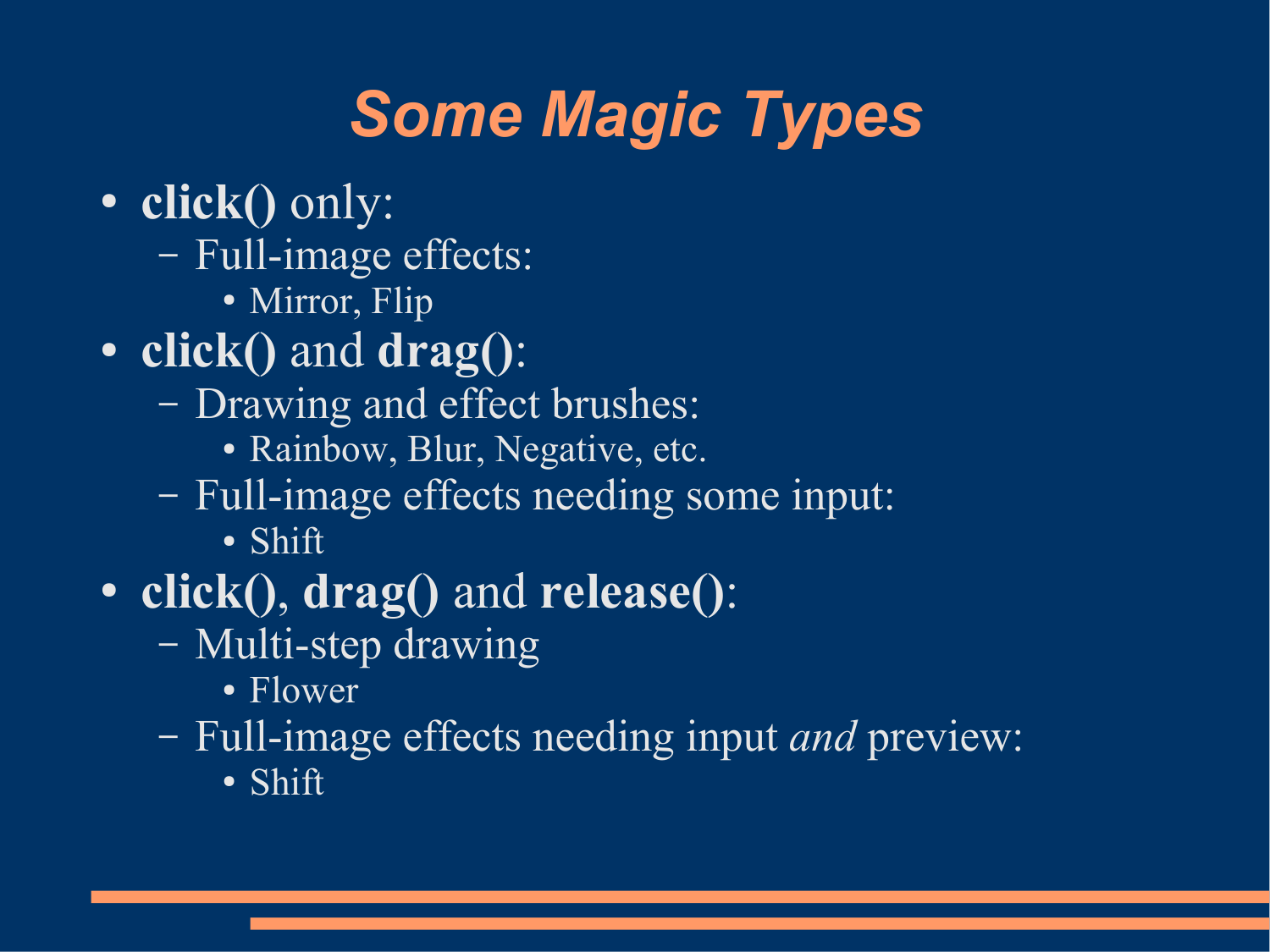# Some Magic Types

- **click()** only:
  - Full-image effects:
    - Mirror, Flip
- **click()** and **drag()**:
  - Drawing and effect brushes:
    - Rainbow, Blur, Negative, etc.
  - Full-image effects needing some input:
    - Shift
- **click()**, **drag()** and **release()**:
  - Multi-step drawing
    - Flower
  - Full-image effects needing input *and* preview:
    - Shift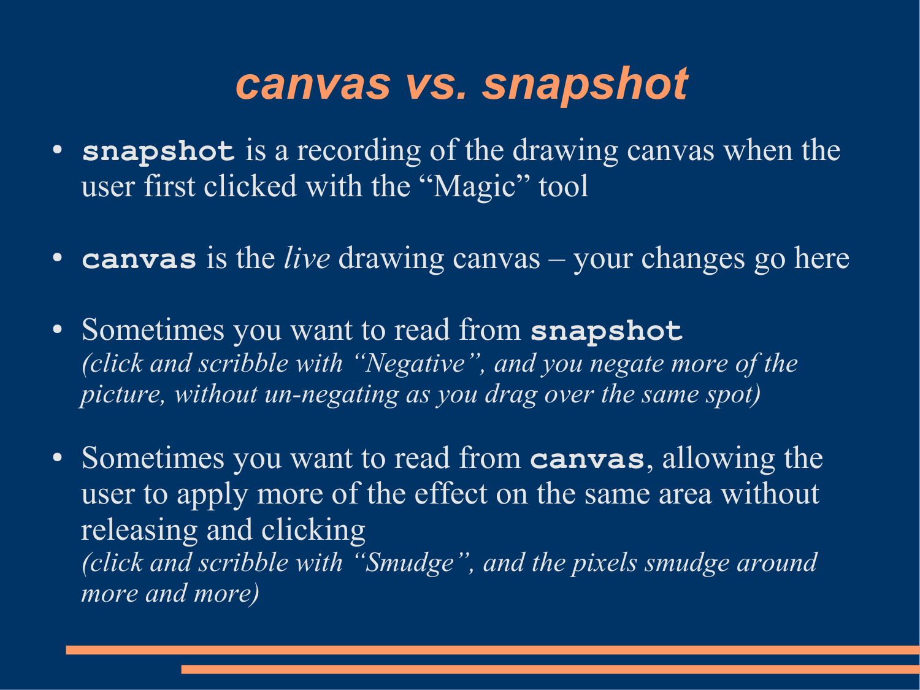# *canvas vs. snapshot*

- `snapshot` is a recording of the drawing canvas when the user first clicked with the "Magic" tool
- `canvas` is the *live* drawing canvas – your changes go here
- Sometimes you want to read from `snapshot` 
  *(click and scribble with "Negative", and you negate more of the picture, without un-negating as you drag over the same spot)*
- Sometimes you want to read from `canvas`, allowing the user to apply more of the effect on the same area without releasing and clicking 
  *(click and scribble with "Smudge", and the pixels smudge around more and more)*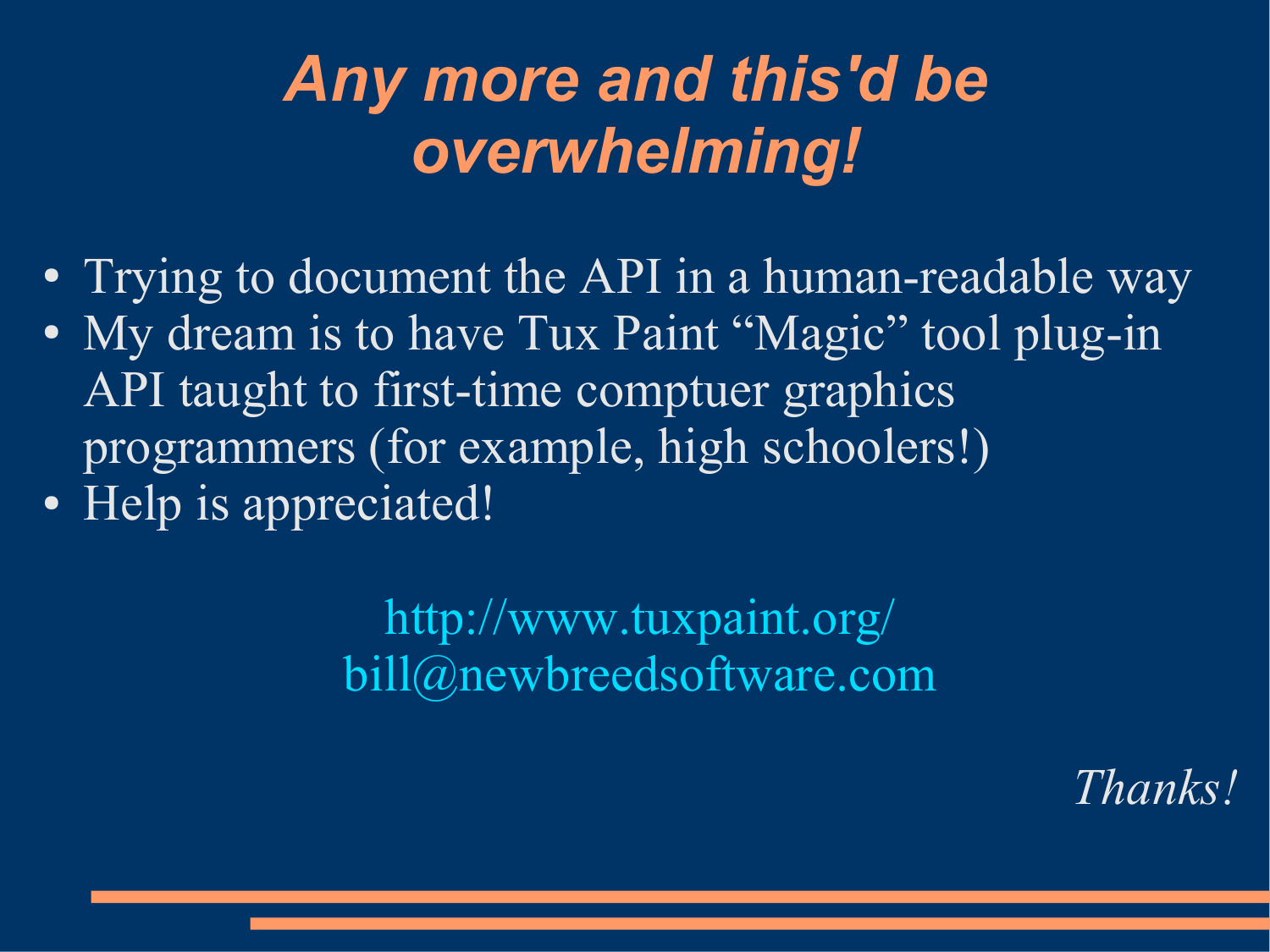# *Any more and this'd be overwhelming!*

- Trying to document the API in a human-readable way
- My dream is to have Tux Paint “Magic” tool plug-in API taught to first-time comptuer graphics programmers (for example, high schoolers!)
- Help is appreciated!

http://www.tuxpaint.org/
bill@newbreedsoftware.com

*Thanks!*